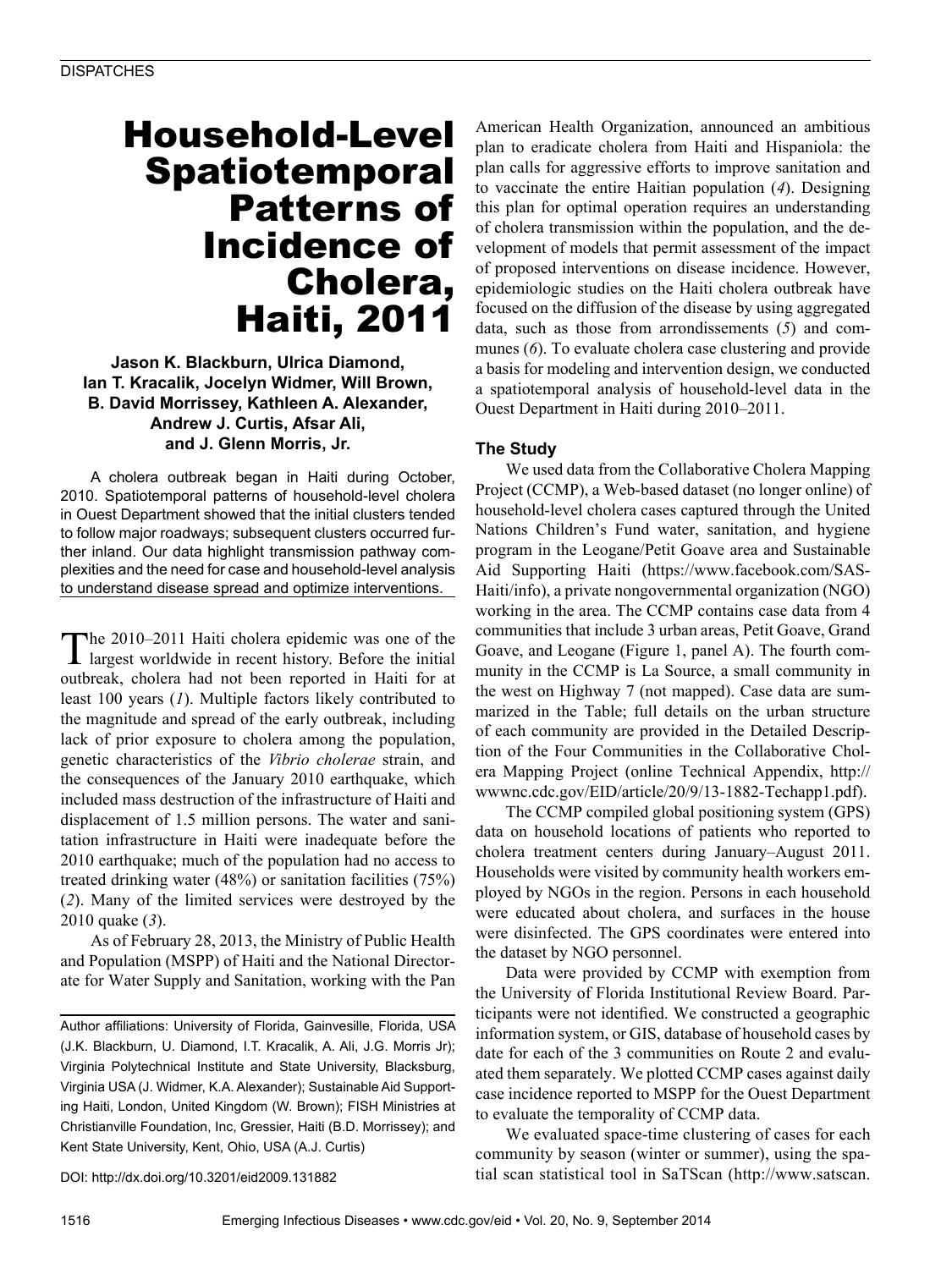DISPATCHES

# Household-Level Spatiotemporal Patterns of Incidence of Cholera, Haiti, 2011

**Jason K. Blackburn, Ulrica Diamond, Ian T. Kracalik, Jocelyn Widmer, Will Brown, B. David Morrissey, Kathleen A. Alexander, Andrew J. Curtis, Afsar Ali, and J. Glenn Morris, Jr.**

A cholera outbreak began in Haiti during October, 2010. Spatiotemporal patterns of household-level cholera in Ouest Department showed that the initial clusters tended to follow major roadways; subsequent clusters occurred further inland. Our data highlight transmission pathway complexities and the need for case and household-level analysis to understand disease spread and optimize interventions.

The 2010–2011 Haiti cholera epidemic was one of the largest worldwide in recent history. Before the initial outbreak, cholera had not been reported in Haiti for at least 100 years (*1*). Multiple factors likely contributed to the magnitude and spread of the early outbreak, including lack of prior exposure to cholera among the population, genetic characteristics of the *Vibrio cholerae* strain, and the consequences of the January 2010 earthquake, which included mass destruction of the infrastructure of Haiti and displacement of 1.5 million persons. The water and sanitation infrastructure in Haiti were inadequate before the 2010 earthquake; much of the population had no access to treated drinking water (48%) or sanitation facilities (75%) (*2*). Many of the limited services were destroyed by the 2010 quake (*3*).

As of February 28, 2013, the Ministry of Public Health and Population (MSPP) of Haiti and the National Directorate for Water Supply and Sanitation, working with the Pan American Health Organization, announced an ambitious plan to eradicate cholera from Haiti and Hispaniola: the plan calls for aggressive efforts to improve sanitation and to vaccinate the entire Haitian population (*4*). Designing this plan for optimal operation requires an understanding of cholera transmission within the population, and the development of models that permit assessment of the impact of proposed interventions on disease incidence. However, epidemiologic studies on the Haiti cholera outbreak have focused on the diffusion of the disease by using aggregated data, such as those from arrondissements (*5*) and communes (*6*). To evaluate cholera case clustering and provide a basis for modeling and intervention design, we conducted a spatiotemporal analysis of household-level data in the Ouest Department in Haiti during 2010–2011.

## The Study

We used data from the Collaborative Cholera Mapping Project (CCMP), a Web-based dataset (no longer online) of household-level cholera cases captured through the United Nations Children's Fund water, sanitation, and hygiene program in the Leogane/Petit Goave area and Sustainable Aid Supporting Haiti (https://www.facebook.com/SAS-Haiti/info), a private nongovernmental organization (NGO) working in the area. The CCMP contains case data from 4 communities that include 3 urban areas, Petit Goave, Grand Goave, and Leogane (Figure 1, panel A). The fourth community in the CCMP is La Source, a small community in the west on Highway 7 (not mapped). Case data are summarized in the Table; full details on the urban structure of each community are provided in the Detailed Description of the Four Communities in the Collaborative Cholera Mapping Project (online Technical Appendix, http://wwwnc.cdc.gov/EID/article/20/9/13-1882-Techapp1.pdf).

The CCMP compiled global positioning system (GPS) data on household locations of patients who reported to cholera treatment centers during January–August 2011. Households were visited by community health workers employed by NGOs in the region. Persons in each household were educated about cholera, and surfaces in the house were disinfected. The GPS coordinates were entered into the dataset by NGO personnel.

Data were provided by CCMP with exemption from the University of Florida Institutional Review Board. Participants were not identified. We constructed a geographic information system, or GIS, database of household cases by date for each of the 3 communities on Route 2 and evaluated them separately. We plotted CCMP cases against daily case incidence reported to MSPP for the Ouest Department to evaluate the temporality of CCMP data.

We evaluated space-time clustering of cases for each community by season (winter or summer), using the spatial scan statistical tool in SaTScan (http://www.satscan.

Author affiliations: University of Florida, Gainesville, Florida, USA (J.K. Blackburn, U. Diamond, I.T. Kracalik, A. Ali, J.G. Morris Jr); Virginia Polytechnical Institute and State University, Blacksburg, Virginia USA (J. Widmer, K.A. Alexander); Sustainable Aid Supporting Haiti, London, United Kingdom (W. Brown); FISH Ministries at Christianville Foundation, Inc, Gressier, Haiti (B.D. Morrissey); and Kent State University, Kent, Ohio, USA (A.J. Curtis)

DOI: http://dx.doi.org/10.3201/eid2009.131882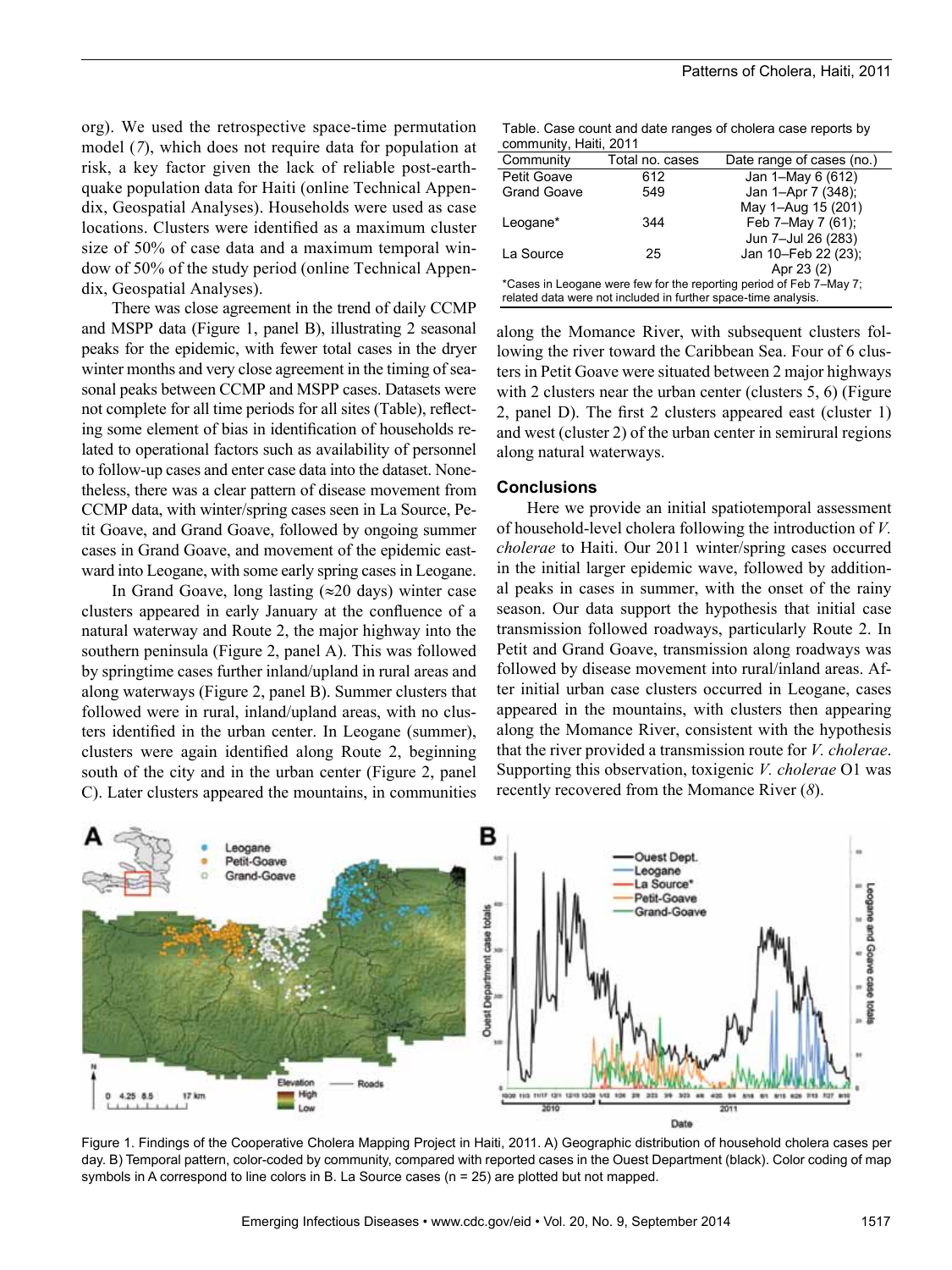org). We used the retrospective space-time permutation model (7), which does not require data for population at risk, a key factor given the lack of reliable post-earthquake population data for Haiti (online Technical Appendix, Geospatial Analyses). Households were used as case locations. Clusters were identified as a maximum cluster size of 50% of case data and a maximum temporal window of 50% of the study period (online Technical Appendix, Geospatial Analyses).

There was close agreement in the trend of daily CCMP and MSPP data (Figure 1, panel B), illustrating 2 seasonal peaks for the epidemic, with fewer total cases in the dryer winter months and very close agreement in the timing of seasonal peaks between CCMP and MSPP cases. Datasets were not complete for all time periods for all sites (Table), reflecting some element of bias in identification of households related to operational factors such as availability of personnel to follow-up cases and enter case data into the dataset. Nonetheless, there was a clear pattern of disease movement from CCMP data, with winter/spring cases seen in La Source, Petit Goave, and Grand Goave, followed by ongoing summer cases in Grand Goave, and movement of the epidemic eastward into Leogane, with some early spring cases in Leogane.

In Grand Goave, long lasting (≈20 days) winter case clusters appeared in early January at the confluence of a natural waterway and Route 2, the major highway into the southern peninsula (Figure 2, panel A). This was followed by springtime cases further inland/upland in rural areas and along waterways (Figure 2, panel B). Summer clusters that followed were in rural, inland/upland areas, with no clusters identified in the urban center. In Leogane (summer), clusters were again identified along Route 2, beginning south of the city and in the urban center (Figure 2, panel C). Later clusters appeared the mountains, in communities along the Momance River, with subsequent clusters following the river toward the Caribbean Sea. Four of 6 clusters in Petit Goave were situated between 2 major highways with 2 clusters near the urban center (clusters 5, 6) (Figure 2, panel D). The first 2 clusters appeared east (cluster 1) and west (cluster 2) of the urban center in semirural regions along natural waterways.

Table. Case count and date ranges of cholera case reports by community, Haiti, 2011

| Community | Total no. cases | Date range of cases (no.) |
|---|---|---|
| Petit Goave | 612 | Jan 1–May 6 (612) |
| Grand Goave | 549 | Jan 1–Apr 7 (348); May 1–Aug 15 (201) |
| Leogane* | 344 | Feb 7–May 7 (61); Jun 7–Jul 26 (283) |
| La Source | 25 | Jan 10–Feb 22 (23); Apr 23 (2) |

*Cases in Leogane were few for the reporting period of Feb 7–May 7; related data were not included in further space-time analysis.

## Conclusions

Here we provide an initial spatiotemporal assessment of household-level cholera following the introduction of *V. cholerae* to Haiti. Our 2011 winter/spring cases occurred in the initial larger epidemic wave, followed by additional peaks in cases in summer, with the onset of the rainy season. Our data support the hypothesis that initial case transmission followed roadways, particularly Route 2. In Petit and Grand Goave, transmission along roadways was followed by disease movement into rural/inland areas. After initial urban case clusters occurred in Leogane, cases appeared in the mountains, with clusters then appearing along the Momance River, consistent with the hypothesis that the river provided a transmission route for *V. cholerae*. Supporting this observation, toxigenic *V. cholerae* O1 was recently recovered from the Momance River (8).

Figure 1. Findings of the Cooperative Cholera Mapping Project in Haiti, 2011. A) Geographic distribution of household cholera cases per day. B) Temporal pattern, color-coded by community, compared with reported cases in the Ouest Department (black). Color coding of map symbols in A correspond to line colors in B. La Source cases (n = 25) are plotted but not mapped.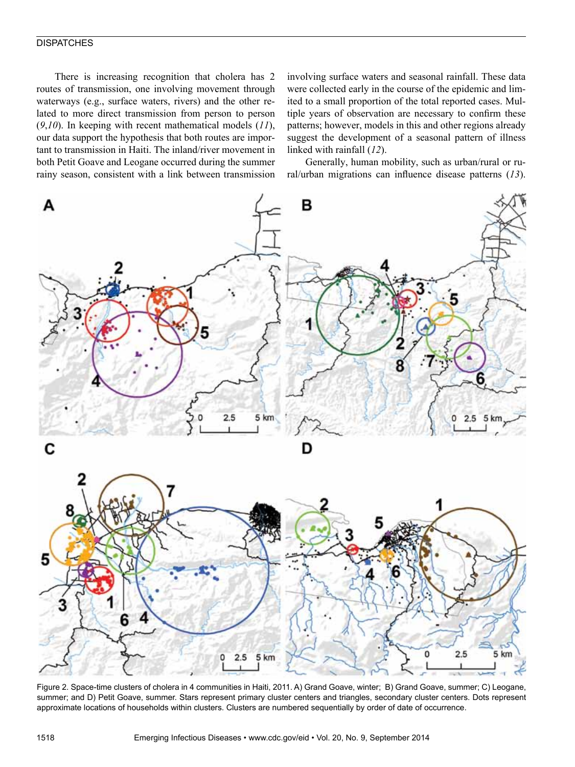There is increasing recognition that cholera has 2 routes of transmission, one involving movement through waterways (e.g., surface waters, rivers) and the other related to more direct transmission from person to person (*9*,*10*). In keeping with recent mathematical models (*11*), our data support the hypothesis that both routes are important to transmission in Haiti. The inland/river movement in both Petit Goave and Leogane occurred during the summer rainy season, consistent with a link between transmission involving surface waters and seasonal rainfall. These data were collected early in the course of the epidemic and limited to a small proportion of the total reported cases. Multiple years of observation are necessary to confirm these patterns; however, models in this and other regions already suggest the development of a seasonal pattern of illness linked with rainfall (*12*).

Generally, human mobility, such as urban/rural or rural/urban migrations can influence disease patterns (*13*).

Figure 2. Space-time clusters of cholera in 4 communities in Haiti, 2011. A) Grand Goave, winter; B) Grand Goave, summer; C) Leogane, summer; and D) Petit Goave, summer. Stars represent primary cluster centers and triangles, secondary cluster centers. Dots represent approximate locations of households within clusters. Clusters are numbered sequentially by order of date of occurrence.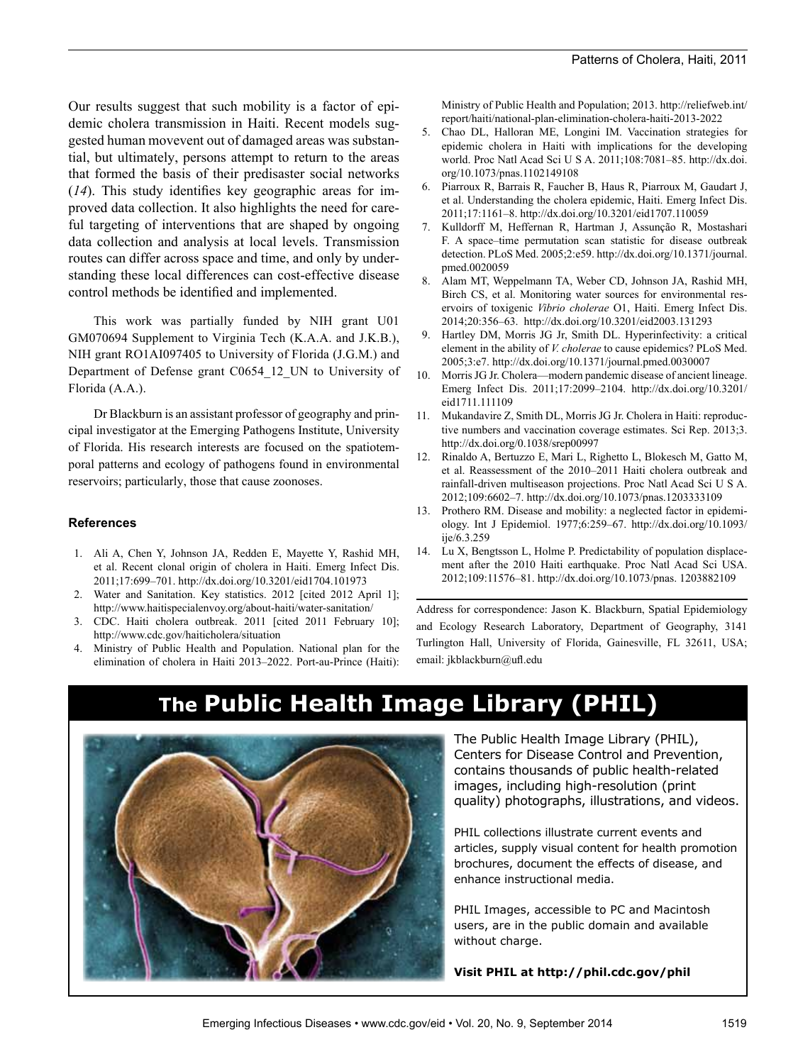Our results suggest that such mobility is a factor of epidemic cholera transmission in Haiti. Recent models suggested human movevent out of damaged areas was substantial, but ultimately, persons attempt to return to the areas that formed the basis of their predisaster social networks (*14*). This study identifies key geographic areas for improved data collection. It also highlights the need for careful targeting of interventions that are shaped by ongoing data collection and analysis at local levels. Transmission routes can differ across space and time, and only by understanding these local differences can cost-effective disease control methods be identified and implemented.

This work was partially funded by NIH grant U01 GM070694 Supplement to Virginia Tech (K.A.A. and J.K.B.), NIH grant RO1AI097405 to University of Florida (J.G.M.) and Department of Defense grant C0654_12_UN to University of Florida (A.A.).

Dr Blackburn is an assistant professor of geography and principal investigator at the Emerging Pathogens Institute, University of Florida. His research interests are focused on the spatiotemporal patterns and ecology of pathogens found in environmental reservoirs; particularly, those that cause zoonoses.

### References

1. Ali A, Chen Y, Johnson JA, Redden E, Mayette Y, Rashid MH, et al. Recent clonal origin of cholera in Haiti. Emerg Infect Dis. 2011;17:699–701. http://dx.doi.org/10.3201/eid1704.101973
2. Water and Sanitation. Key statistics. 2012 [cited 2012 April 1]; http://www.haitispecialenvoy.org/about-haiti/water-sanitation/
3. CDC. Haiti cholera outbreak. 2011 [cited 2011 February 10]; http://www.cdc.gov/haiticholera/situation
4. Ministry of Public Health and Population. National plan for the elimination of cholera in Haiti 2013–2022. Port-au-Prince (Haiti): Ministry of Public Health and Population; 2013. http://reliefweb.int/report/haiti/national-plan-elimination-cholera-haiti-2013-2022
5. Chao DL, Halloran ME, Longini IM. Vaccination strategies for epidemic cholera in Haiti with implications for the developing world. Proc Natl Acad Sci U S A. 2011;108:7081–85. http://dx.doi.org/10.1073/pnas.1102149108
6. Piarroux R, Barrais R, Faucher B, Haus R, Piarroux M, Gaudart J, et al. Understanding the cholera epidemic, Haiti. Emerg Infect Dis. 2011;17:1161–8. http://dx.doi.org/10.3201/eid1707.110059
7. Kulldorff M, Heffernan R, Hartman J, Assunção R, Mostashari F. A space–time permutation scan statistic for disease outbreak detection. PLoS Med. 2005;2:e59. http://dx.doi.org/10.1371/journal.pmed.0020059
8. Alam MT, Weppelmann TA, Weber CD, Johnson JA, Rashid MH, Birch CS, et al. Monitoring water sources for environmental reservoirs of toxigenic *Vibrio cholerae* O1, Haiti. Emerg Infect Dis. 2014;20:356–63. http://dx.doi.org/10.3201/eid2003.131293
9. Hartley DM, Morris JG Jr, Smith DL. Hyperinfectivity: a critical element in the ability of *V. cholerae* to cause epidemics? PLoS Med. 2005;3:e7. http://dx.doi.org/10.1371/journal.pmed.0030007
10. Morris JG Jr. Cholera—modern pandemic disease of ancient lineage. Emerg Infect Dis. 2011;17:2099–2104. http://dx.doi.org/10.3201/eid1711.111109
11. Mukandavire Z, Smith DL, Morris JG Jr. Cholera in Haiti: reproductive numbers and vaccination coverage estimates. Sci Rep. 2013;3. http://dx.doi.org/0.1038/srep00997
12. Rinaldo A, Bertuzzo E, Mari L, Righetto L, Blokesch M, Gatto M, et al. Reassessment of the 2010–2011 Haiti cholera outbreak and rainfall-driven multiseason projections. Proc Natl Acad Sci U S A. 2012;109:6602–7. http://dx.doi.org/10.1073/pnas.1203333109
13. Prothero RM. Disease and mobility: a neglected factor in epidemiology. Int J Epidemiol. 1977;6:259–67. http://dx.doi.org/10.1093/ije/6.3.259
14. Lu X, Bengtsson L, Holme P. Predictability of population displacement after the 2010 Haiti earthquake. Proc Natl Acad Sci USA. 2012;109:11576–81. http://dx.doi.org/10.1073/pnas. 1203882109

Address for correspondence: Jason K. Blackburn, Spatial Epidemiology and Ecology Research Laboratory, Department of Geography, 3141 Turlington Hall, University of Florida, Gainesville, FL 32611, USA; email: jkblackburn@ufl.edu

## The Public Health Image Library (PHIL)

The Public Health Image Library (PHIL), Centers for Disease Control and Prevention, contains thousands of public health-related images, including high-resolution (print quality) photographs, illustrations, and videos.

PHIL collections illustrate current events and articles, supply visual content for health promotion brochures, document the effects of disease, and enhance instructional media.

PHIL Images, accessible to PC and Macintosh users, are in the public domain and available without charge.

**Visit PHIL at http://phil.cdc.gov/phil**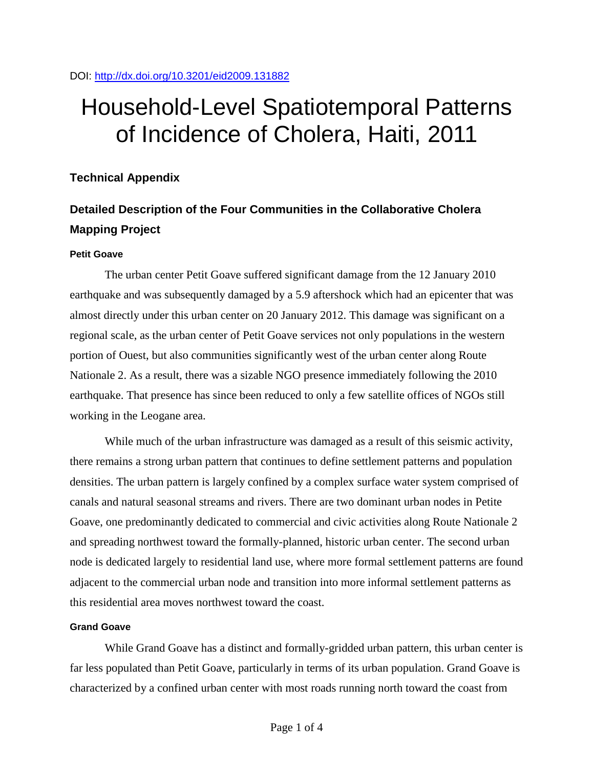DOI: http://dx.doi.org/10.3201/eid2009.131882

# Household-Level Spatiotemporal Patterns of Incidence of Cholera, Haiti, 2011

### Technical Appendix

## Detailed Description of the Four Communities in the Collaborative Cholera Mapping Project

#### Petit Goave

The urban center Petit Goave suffered significant damage from the 12 January 2010 earthquake and was subsequently damaged by a 5.9 aftershock which had an epicenter that was almost directly under this urban center on 20 January 2012. This damage was significant on a regional scale, as the urban center of Petit Goave services not only populations in the western portion of Ouest, but also communities significantly west of the urban center along Route Nationale 2. As a result, there was a sizable NGO presence immediately following the 2010 earthquake. That presence has since been reduced to only a few satellite offices of NGOs still working in the Leogane area.

While much of the urban infrastructure was damaged as a result of this seismic activity, there remains a strong urban pattern that continues to define settlement patterns and population densities. The urban pattern is largely confined by a complex surface water system comprised of canals and natural seasonal streams and rivers. There are two dominant urban nodes in Petite Goave, one predominantly dedicated to commercial and civic activities along Route Nationale 2 and spreading northwest toward the formally-planned, historic urban center. The second urban node is dedicated largely to residential land use, where more formal settlement patterns are found adjacent to the commercial urban node and transition into more informal settlement patterns as this residential area moves northwest toward the coast.

#### Grand Goave

While Grand Goave has a distinct and formally-gridded urban pattern, this urban center is far less populated than Petit Goave, particularly in terms of its urban population. Grand Goave is characterized by a confined urban center with most roads running north toward the coast from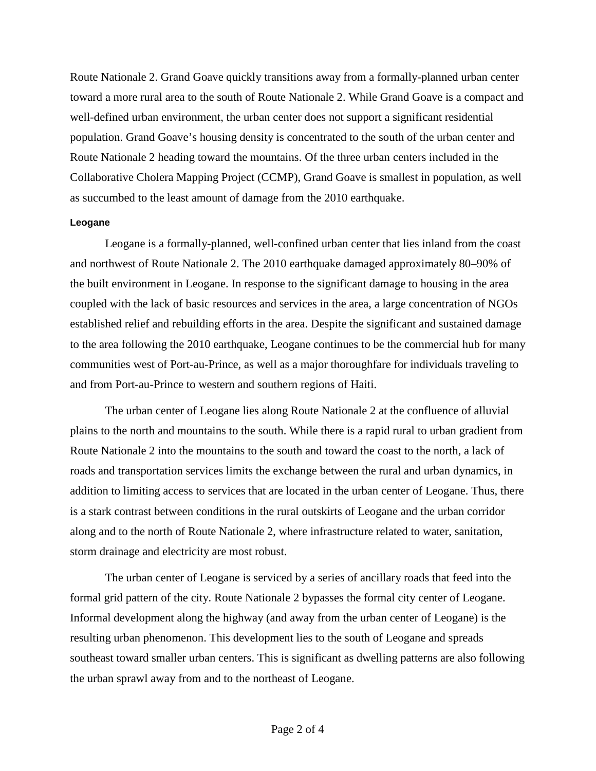Route Nationale 2. Grand Goave quickly transitions away from a formally-planned urban center toward a more rural area to the south of Route Nationale 2. While Grand Goave is a compact and well-defined urban environment, the urban center does not support a significant residential population. Grand Goave's housing density is concentrated to the south of the urban center and Route Nationale 2 heading toward the mountains. Of the three urban centers included in the Collaborative Cholera Mapping Project (CCMP), Grand Goave is smallest in population, as well as succumbed to the least amount of damage from the 2010 earthquake.

#### Leogane

Leogane is a formally-planned, well-confined urban center that lies inland from the coast and northwest of Route Nationale 2. The 2010 earthquake damaged approximately 80–90% of the built environment in Leogane. In response to the significant damage to housing in the area coupled with the lack of basic resources and services in the area, a large concentration of NGOs established relief and rebuilding efforts in the area. Despite the significant and sustained damage to the area following the 2010 earthquake, Leogane continues to be the commercial hub for many communities west of Port-au-Prince, as well as a major thoroughfare for individuals traveling to and from Port-au-Prince to western and southern regions of Haiti.

The urban center of Leogane lies along Route Nationale 2 at the confluence of alluvial plains to the north and mountains to the south. While there is a rapid rural to urban gradient from Route Nationale 2 into the mountains to the south and toward the coast to the north, a lack of roads and transportation services limits the exchange between the rural and urban dynamics, in addition to limiting access to services that are located in the urban center of Leogane. Thus, there is a stark contrast between conditions in the rural outskirts of Leogane and the urban corridor along and to the north of Route Nationale 2, where infrastructure related to water, sanitation, storm drainage and electricity are most robust.

The urban center of Leogane is serviced by a series of ancillary roads that feed into the formal grid pattern of the city. Route Nationale 2 bypasses the formal city center of Leogane. Informal development along the highway (and away from the urban center of Leogane) is the resulting urban phenomenon. This development lies to the south of Leogane and spreads southeast toward smaller urban centers. This is significant as dwelling patterns are also following the urban sprawl away from and to the northeast of Leogane.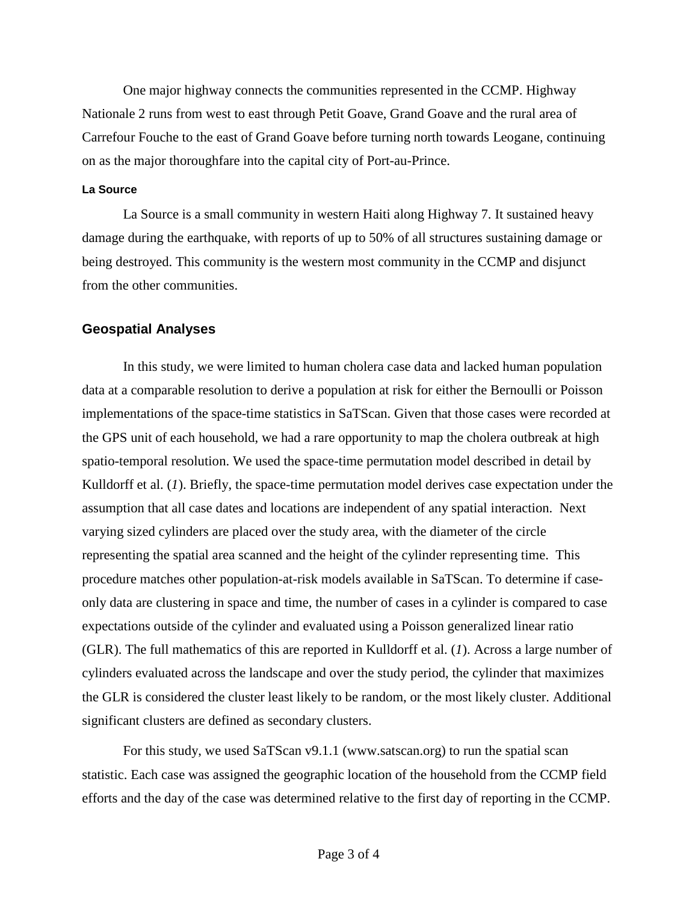One major highway connects the communities represented in the CCMP. Highway Nationale 2 runs from west to east through Petit Goave, Grand Goave and the rural area of Carrefour Fouche to the east of Grand Goave before turning north towards Leogane, continuing on as the major thoroughfare into the capital city of Port-au-Prince.

#### La Source

La Source is a small community in western Haiti along Highway 7. It sustained heavy damage during the earthquake, with reports of up to 50% of all structures sustaining damage or being destroyed. This community is the western most community in the CCMP and disjunct from the other communities.

### Geospatial Analyses

In this study, we were limited to human cholera case data and lacked human population data at a comparable resolution to derive a population at risk for either the Bernoulli or Poisson implementations of the space-time statistics in SaTScan. Given that those cases were recorded at the GPS unit of each household, we had a rare opportunity to map the cholera outbreak at high spatio-temporal resolution. We used the space-time permutation model described in detail by Kulldorff et al. (*1*). Briefly, the space-time permutation model derives case expectation under the assumption that all case dates and locations are independent of any spatial interaction. Next varying sized cylinders are placed over the study area, with the diameter of the circle representing the spatial area scanned and the height of the cylinder representing time. This procedure matches other population-at-risk models available in SaTScan. To determine if case-only data are clustering in space and time, the number of cases in a cylinder is compared to case expectations outside of the cylinder and evaluated using a Poisson generalized linear ratio (GLR). The full mathematics of this are reported in Kulldorff et al. (*1*). Across a large number of cylinders evaluated across the landscape and over the study period, the cylinder that maximizes the GLR is considered the cluster least likely to be random, or the most likely cluster. Additional significant clusters are defined as secondary clusters.

For this study, we used SaTScan v9.1.1 (www.satscan.org) to run the spatial scan statistic. Each case was assigned the geographic location of the household from the CCMP field efforts and the day of the case was determined relative to the first day of reporting in the CCMP.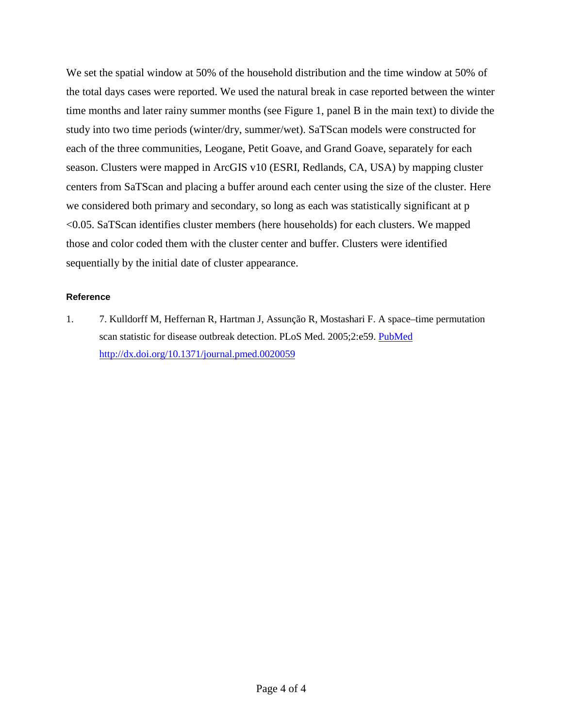We set the spatial window at 50% of the household distribution and the time window at 50% of the total days cases were reported. We used the natural break in case reported between the winter time months and later rainy summer months (see Figure 1, panel B in the main text) to divide the study into two time periods (winter/dry, summer/wet). SaTScan models were constructed for each of the three communities, Leogane, Petit Goave, and Grand Goave, separately for each season. Clusters were mapped in ArcGIS v10 (ESRI, Redlands, CA, USA) by mapping cluster centers from SaTScan and placing a buffer around each center using the size of the cluster. Here we considered both primary and secondary, so long as each was statistically significant at $p < 0.05$. SaTScan identifies cluster members (here households) for each clusters. We mapped those and color coded them with the cluster center and buffer. Clusters were identified sequentially by the initial date of cluster appearance.

#### Reference

1. 7. Kulldorff M, Heffernan R, Hartman J, Assunção R, Mostashari F. A space–time permutation scan statistic for disease outbreak detection. PLoS Med. 2005;2:e59. PubMed http://dx.doi.org/10.1371/journal.pmed.0020059